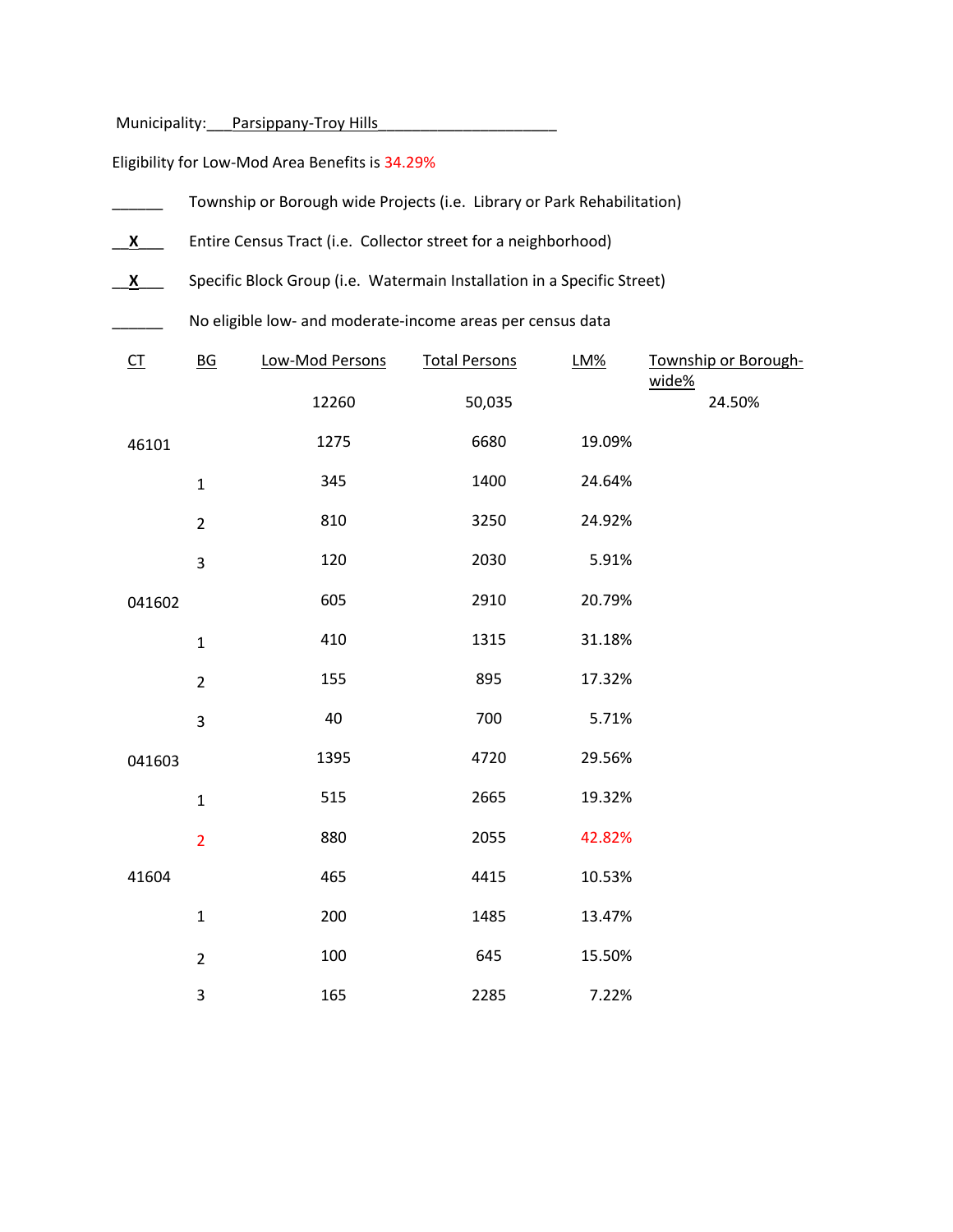Municipality: Parsippany-Troy Hills

Eligibility for Low-Mod Area Benefits is 34.29%

______ Township or Borough wide Projects (i.e. Library or Park Rehabilitation)

__**X**___ Entire Census Tract (i.e. Collector street for a neighborhood)

__**X**___ Specific Block Group (i.e. Watermain Installation in a Specific Street)

______ No eligible low- and moderate-income areas per census data

| CT | BG | Low-Mod Persons | Total Persons | LM% | Township or Borough-wide% |
|---|---|---|---|---|---|
| | | 12260 | 50,035 | | 24.50% |
| 46101 | | 1275 | 6680 | 19.09% | |
| | 1 | 345 | 1400 | 24.64% | |
| | 2 | 810 | 3250 | 24.92% | |
| | 3 | 120 | 2030 | 5.91% | |
| 041602 | | 605 | 2910 | 20.79% | |
| | 1 | 410 | 1315 | 31.18% | |
| | 2 | 155 | 895 | 17.32% | |
| | 3 | 40 | 700 | 5.71% | |
| 041603 | | 1395 | 4720 | 29.56% | |
| | 1 | 515 | 2665 | 19.32% | |
| | 2 | 880 | 2055 | 42.82% | |
| 41604 | | 465 | 4415 | 10.53% | |
| | 1 | 200 | 1485 | 13.47% | |
| | 2 | 100 | 645 | 15.50% | |
| | 3 | 165 | 2285 | 7.22% | |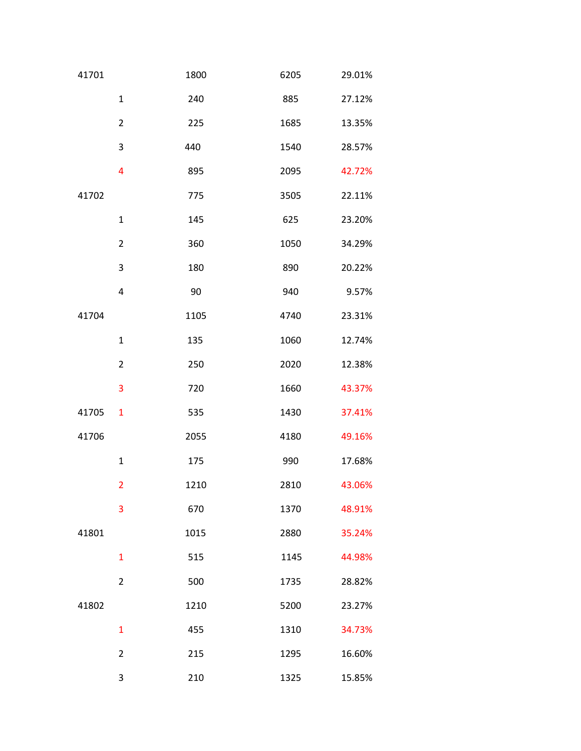| | | | | |
|---|---|---|---|---|
| 41701 | | 1800 | 6205 | 29.01% |
| | 1 | 240 | 885 | 27.12% |
| | 2 | 225 | 1685 | 13.35% |
| | 3 | 440 | 1540 | 28.57% |
| | 4 | 895 | 2095 | 42.72% |
| 41702 | | 775 | 3505 | 22.11% |
| | 1 | 145 | 625 | 23.20% |
| | 2 | 360 | 1050 | 34.29% |
| | 3 | 180 | 890 | 20.22% |
| | 4 | 90 | 940 | 9.57% |
| 41704 | | 1105 | 4740 | 23.31% |
| | 1 | 135 | 1060 | 12.74% |
| | 2 | 250 | 2020 | 12.38% |
| | 3 | 720 | 1660 | 43.37% |
| 41705 | 1 | 535 | 1430 | 37.41% |
| 41706 | | 2055 | 4180 | 49.16% |
| | 1 | 175 | 990 | 17.68% |
| | 2 | 1210 | 2810 | 43.06% |
| | 3 | 670 | 1370 | 48.91% |
| 41801 | | 1015 | 2880 | 35.24% |
| | 1 | 515 | 1145 | 44.98% |
| | 2 | 500 | 1735 | 28.82% |
| 41802 | | 1210 | 5200 | 23.27% |
| | 1 | 455 | 1310 | 34.73% |
| | 2 | 215 | 1295 | 16.60% |
| | 3 | 210 | 1325 | 15.85% |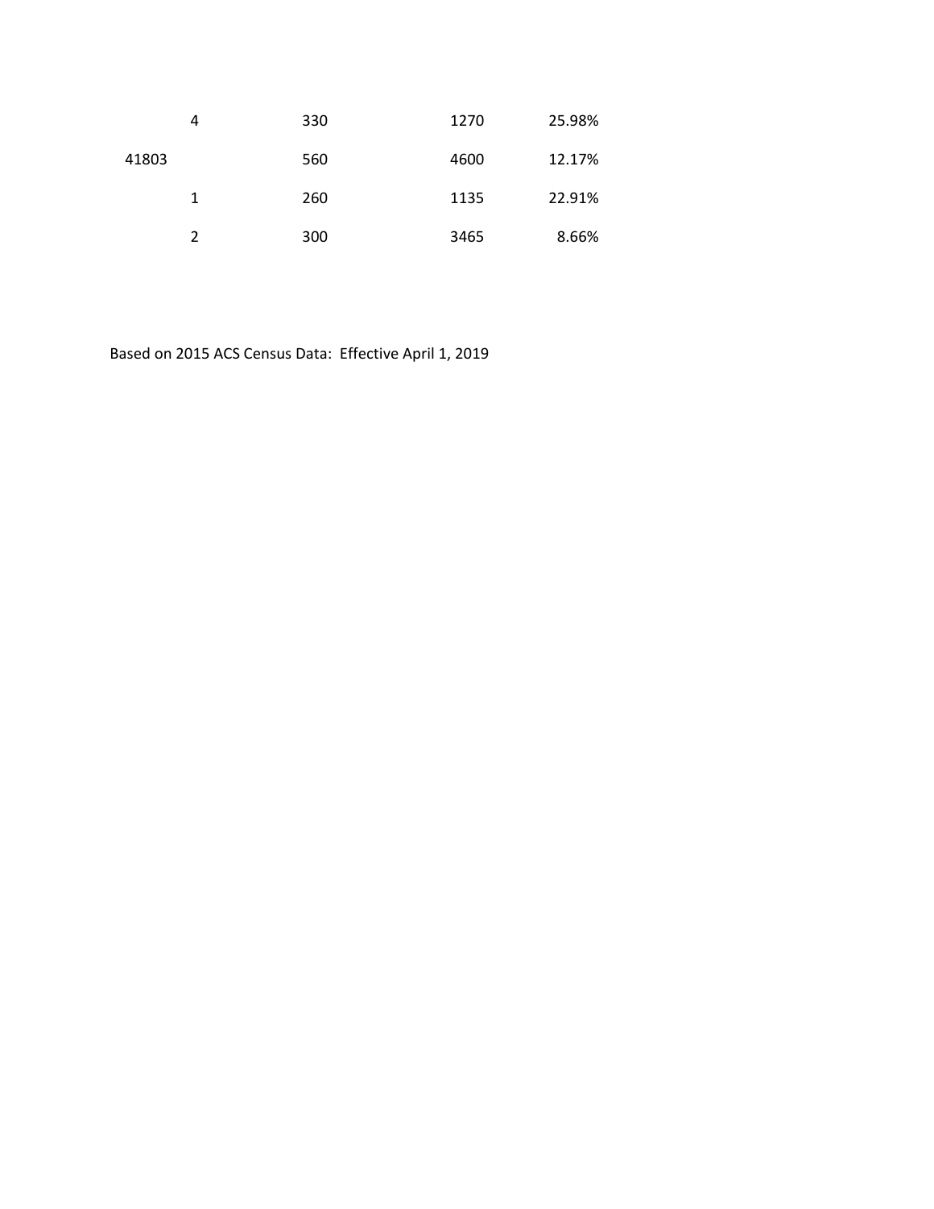| | | | | |
|---|---|---|---|---|
| | 4 | 330 | 1270 | 25.98% |
| 41803 | | 560 | 4600 | 12.17% |
| | 1 | 260 | 1135 | 22.91% |
| | 2 | 300 | 3465 | 8.66% |

Based on 2015 ACS Census Data:  Effective April 1, 2019